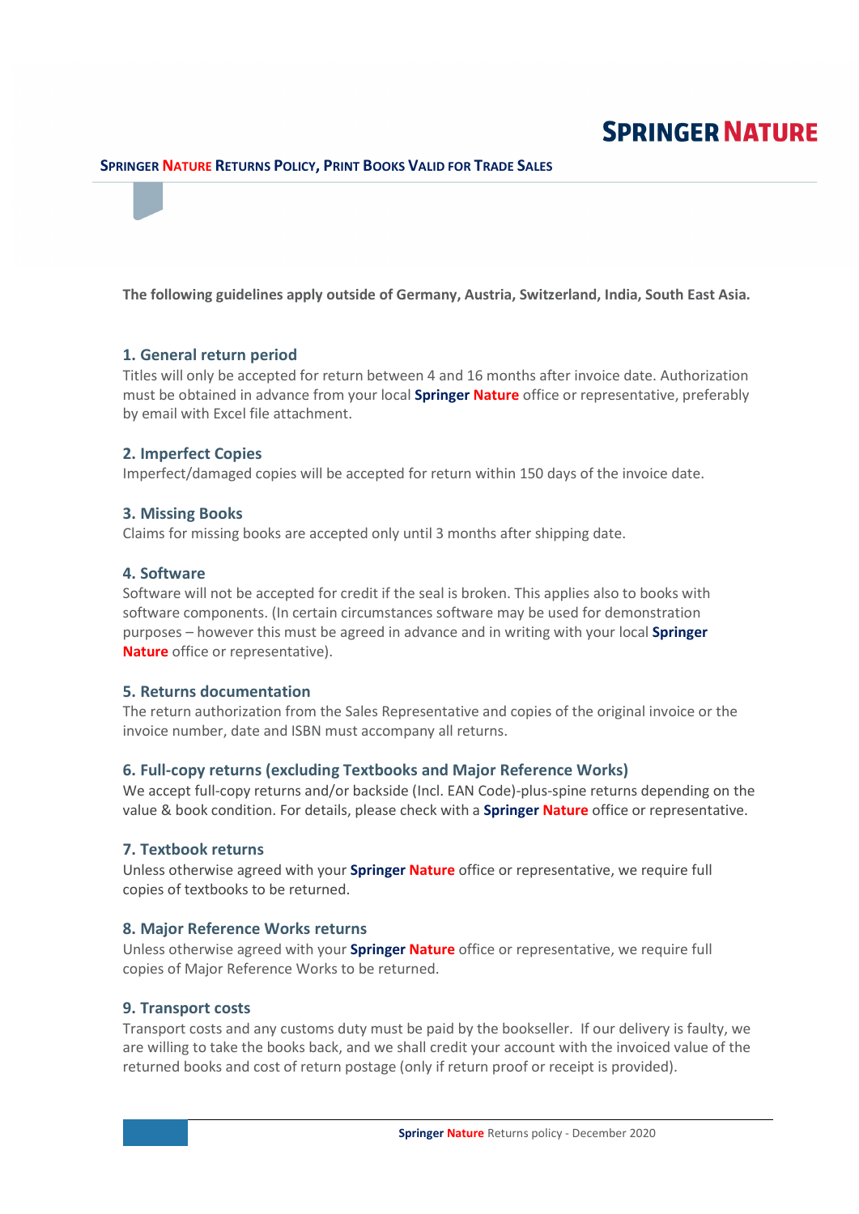# Springer Nature Returns Policy, Print Books Valid for Trade Sales

**The following guidelines apply outside of Germany, Austria, Switzerland, India, South East Asia.**

## 1. General return period

Titles will only be accepted for return between 4 and 16 months after invoice date. Authorization must be obtained in advance from your local **Springer Nature** office or representative, preferably by email with Excel file attachment.

## 2. Imperfect Copies

Imperfect/damaged copies will be accepted for return within 150 days of the invoice date.

## 3. Missing Books

Claims for missing books are accepted only until 3 months after shipping date.

## 4. Software

Software will not be accepted for credit if the seal is broken. This applies also to books with software components. (In certain circumstances software may be used for demonstration purposes – however this must be agreed in advance and in writing with your local **Springer Nature** office or representative).

## 5. Returns documentation

The return authorization from the Sales Representative and copies of the original invoice or the invoice number, date and ISBN must accompany all returns.

## 6. Full-copy returns (excluding Textbooks and Major Reference Works)

We accept full-copy returns and/or backside (Incl. EAN Code)-plus-spine returns depending on the value & book condition. For details, please check with a **Springer Nature** office or representative.

## 7. Textbook returns

Unless otherwise agreed with your **Springer Nature** office or representative, we require full copies of textbooks to be returned.

## 8. Major Reference Works returns

Unless otherwise agreed with your **Springer Nature** office or representative, we require full copies of Major Reference Works to be returned.

## 9. Transport costs

Transport costs and any customs duty must be paid by the bookseller. If our delivery is faulty, we are willing to take the books back, and we shall credit your account with the invoiced value of the returned books and cost of return postage (only if return proof or receipt is provided).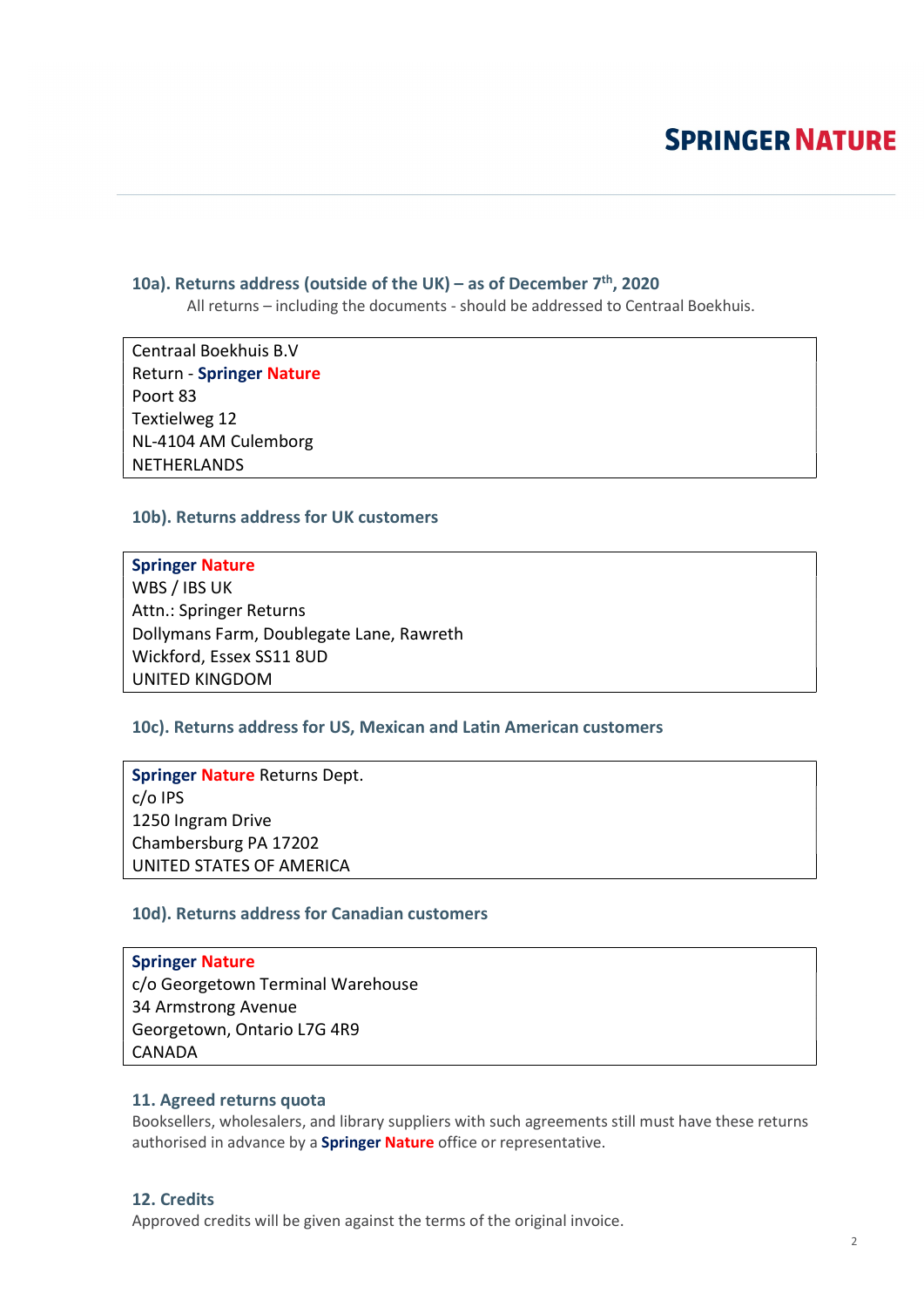### 10a). Returns address (outside of the UK) – as of December 7th, 2020

All returns – including the documents - should be addressed to Centraal Boekhuis.

Centraal Boekhuis B.V
Return - Springer Nature
Poort 83
Textielweg 12
NL-4104 AM Culemborg
NETHERLANDS

### 10b). Returns address for UK customers

Springer Nature
WBS / IBS UK
Attn.: Springer Returns
Dollymans Farm, Doublegate Lane, Rawreth
Wickford, Essex SS11 8UD
UNITED KINGDOM

### 10c). Returns address for US, Mexican and Latin American customers

Springer Nature Returns Dept.
c/o IPS
1250 Ingram Drive
Chambersburg PA 17202
UNITED STATES OF AMERICA

### 10d). Returns address for Canadian customers

Springer Nature
c/o Georgetown Terminal Warehouse
34 Armstrong Avenue
Georgetown, Ontario L7G 4R9
CANADA

### 11. Agreed returns quota

Booksellers, wholesalers, and library suppliers with such agreements still must have these returns authorised in advance by a Springer Nature office or representative.

### 12. Credits

Approved credits will be given against the terms of the original invoice.